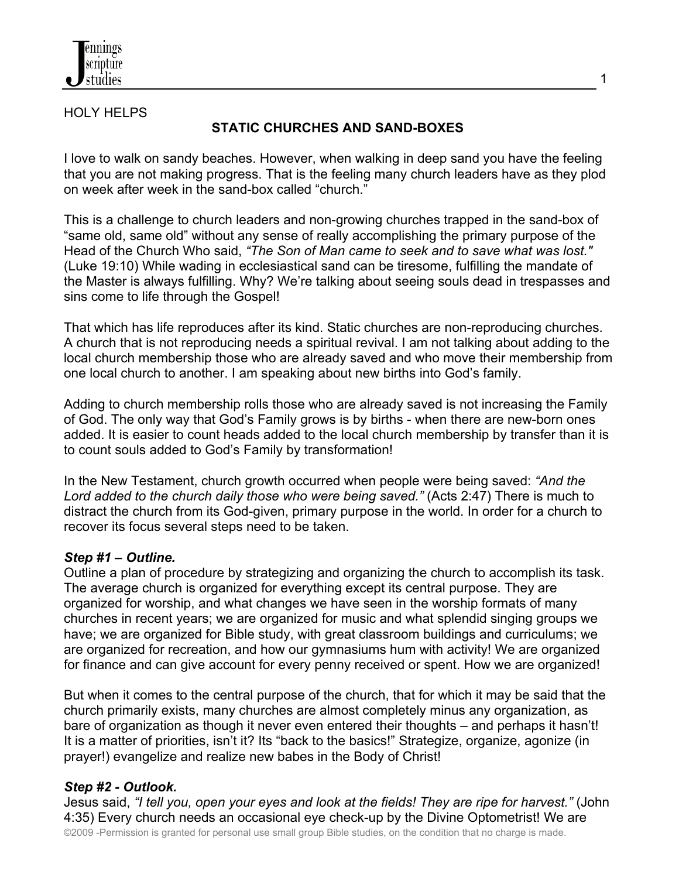HOLY HELPS

# STATIC CHURCHES AND SAND-BOXES

I love to walk on sandy beaches. However, when walking in deep sand you have the feeling that you are not making progress. That is the feeling many church leaders have as they plod on week after week in the sand-box called "church."

This is a challenge to church leaders and non-growing churches trapped in the sand-box of "same old, same old" without any sense of really accomplishing the primary purpose of the Head of the Church Who said, *"The Son of Man came to seek and to save what was lost."* (Luke 19:10) While wading in ecclesiastical sand can be tiresome, fulfilling the mandate of the Master is always fulfilling. Why? We're talking about seeing souls dead in trespasses and sins come to life through the Gospel!

That which has life reproduces after its kind. Static churches are non-reproducing churches. A church that is not reproducing needs a spiritual revival. I am not talking about adding to the local church membership those who are already saved and who move their membership from one local church to another. I am speaking about new births into God's family.

Adding to church membership rolls those who are already saved is not increasing the Family of God. The only way that God's Family grows is by births - when there are new-born ones added. It is easier to count heads added to the local church membership by transfer than it is to count souls added to God's Family by transformation!

In the New Testament, church growth occurred when people were being saved: *"And the Lord added to the church daily those who were being saved."* (Acts 2:47) There is much to distract the church from its God-given, primary purpose in the world. In order for a church to recover its focus several steps need to be taken.

***Step #1 – Outline.***

Outline a plan of procedure by strategizing and organizing the church to accomplish its task. The average church is organized for everything except its central purpose. They are organized for worship, and what changes we have seen in the worship formats of many churches in recent years; we are organized for music and what splendid singing groups we have; we are organized for Bible study, with great classroom buildings and curriculums; we are organized for recreation, and how our gymnasiums hum with activity! We are organized for finance and can give account for every penny received or spent. How we are organized!

But when it comes to the central purpose of the church, that for which it may be said that the church primarily exists, many churches are almost completely minus any organization, as bare of organization as though it never even entered their thoughts – and perhaps it hasn't! It is a matter of priorities, isn't it? Its "back to the basics!" Strategize, organize, agonize (in prayer!) evangelize and realize new babes in the Body of Christ!

***Step #2 - Outlook.***

Jesus said, *"I tell you, open your eyes and look at the fields! They are ripe for harvest."* (John 4:35) Every church needs an occasional eye check-up by the Divine Optometrist! We are

©2009 -Permission is granted for personal use small group Bible studies, on the condition that no charge is made.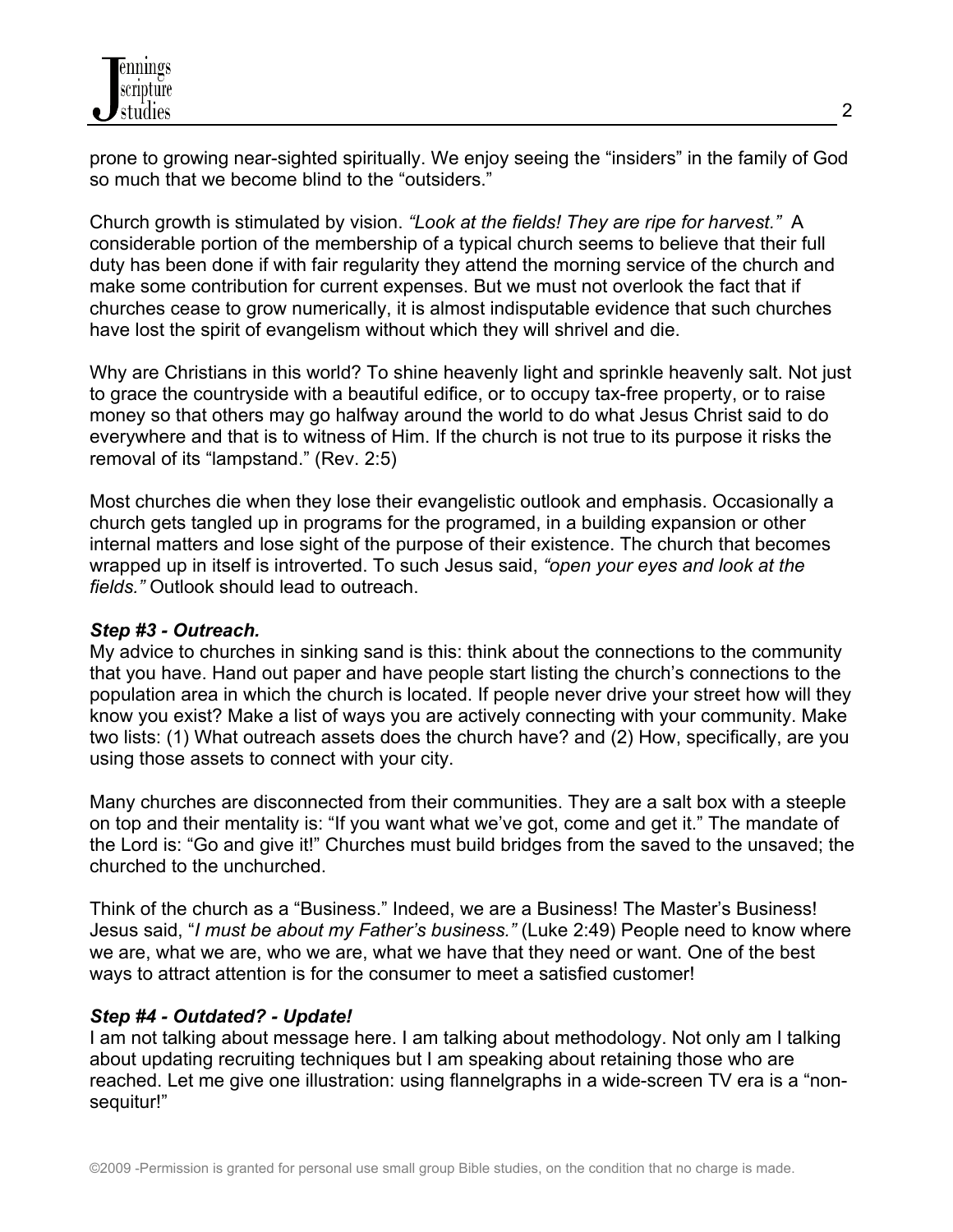prone to growing near-sighted spiritually. We enjoy seeing the "insiders" in the family of God so much that we become blind to the "outsiders."

Church growth is stimulated by vision. *"Look at the fields! They are ripe for harvest."* A considerable portion of the membership of a typical church seems to believe that their full duty has been done if with fair regularity they attend the morning service of the church and make some contribution for current expenses. But we must not overlook the fact that if churches cease to grow numerically, it is almost indisputable evidence that such churches have lost the spirit of evangelism without which they will shrivel and die.

Why are Christians in this world? To shine heavenly light and sprinkle heavenly salt. Not just to grace the countryside with a beautiful edifice, or to occupy tax-free property, or to raise money so that others may go halfway around the world to do what Jesus Christ said to do everywhere and that is to witness of Him. If the church is not true to its purpose it risks the removal of its "lampstand." (Rev. 2:5)

Most churches die when they lose their evangelistic outlook and emphasis. Occasionally a church gets tangled up in programs for the programed, in a building expansion or other internal matters and lose sight of the purpose of their existence. The church that becomes wrapped up in itself is introverted. To such Jesus said, *"open your eyes and look at the fields."* Outlook should lead to outreach.

***Step #3 - Outreach.***

My advice to churches in sinking sand is this: think about the connections to the community that you have. Hand out paper and have people start listing the church's connections to the population area in which the church is located. If people never drive your street how will they know you exist? Make a list of ways you are actively connecting with your community. Make two lists: (1) What outreach assets does the church have? and (2) How, specifically, are you using those assets to connect with your city.

Many churches are disconnected from their communities. They are a salt box with a steeple on top and their mentality is: "If you want what we've got, come and get it." The mandate of the Lord is: "Go and give it!" Churches must build bridges from the saved to the unsaved; the churched to the unchurched.

Think of the church as a "Business." Indeed, we are a Business! The Master's Business! Jesus said, "*I must be about my Father's business."* (Luke 2:49) People need to know where we are, what we are, who we are, what we have that they need or want. One of the best ways to attract attention is for the consumer to meet a satisfied customer!

***Step #4 - Outdated? - Update!***

I am not talking about message here. I am talking about methodology. Not only am I talking about updating recruiting techniques but I am speaking about retaining those who are reached. Let me give one illustration: using flannelgraphs in a wide-screen TV era is a "non-sequitur!"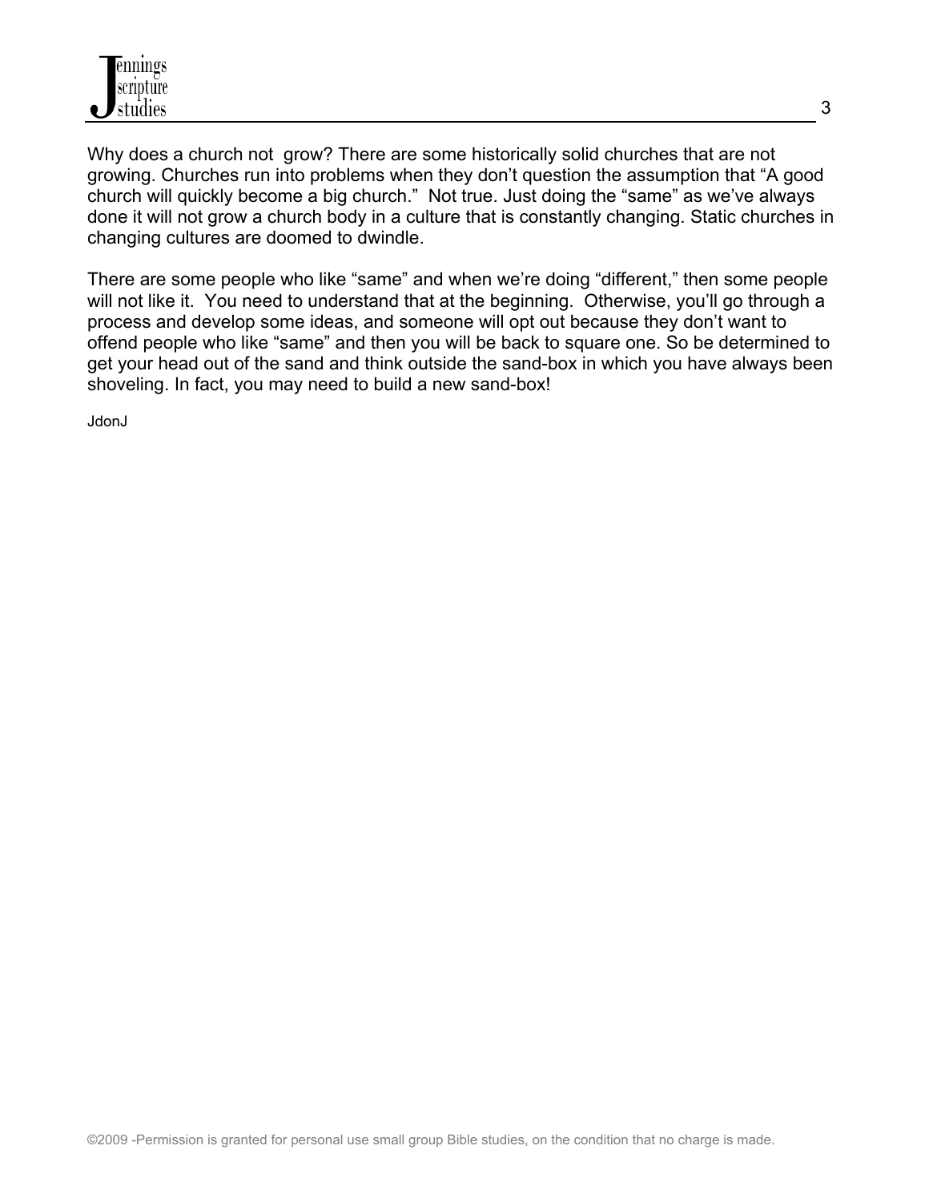Why does a church not  grow? There are some historically solid churches that are not growing. Churches run into problems when they don't question the assumption that "A good church will quickly become a big church."  Not true. Just doing the "same" as we've always done it will not grow a church body in a culture that is constantly changing. Static churches in changing cultures are doomed to dwindle.

There are some people who like "same" and when we're doing "different," then some people will not like it.  You need to understand that at the beginning.  Otherwise, you'll go through a process and develop some ideas, and someone will opt out because they don't want to offend people who like "same" and then you will be back to square one. So be determined to get your head out of the sand and think outside the sand-box in which you have always been shoveling. In fact, you may need to build a new sand-box!

JdonJ

©2009 -Permission is granted for personal use small group Bible studies, on the condition that no charge is made.